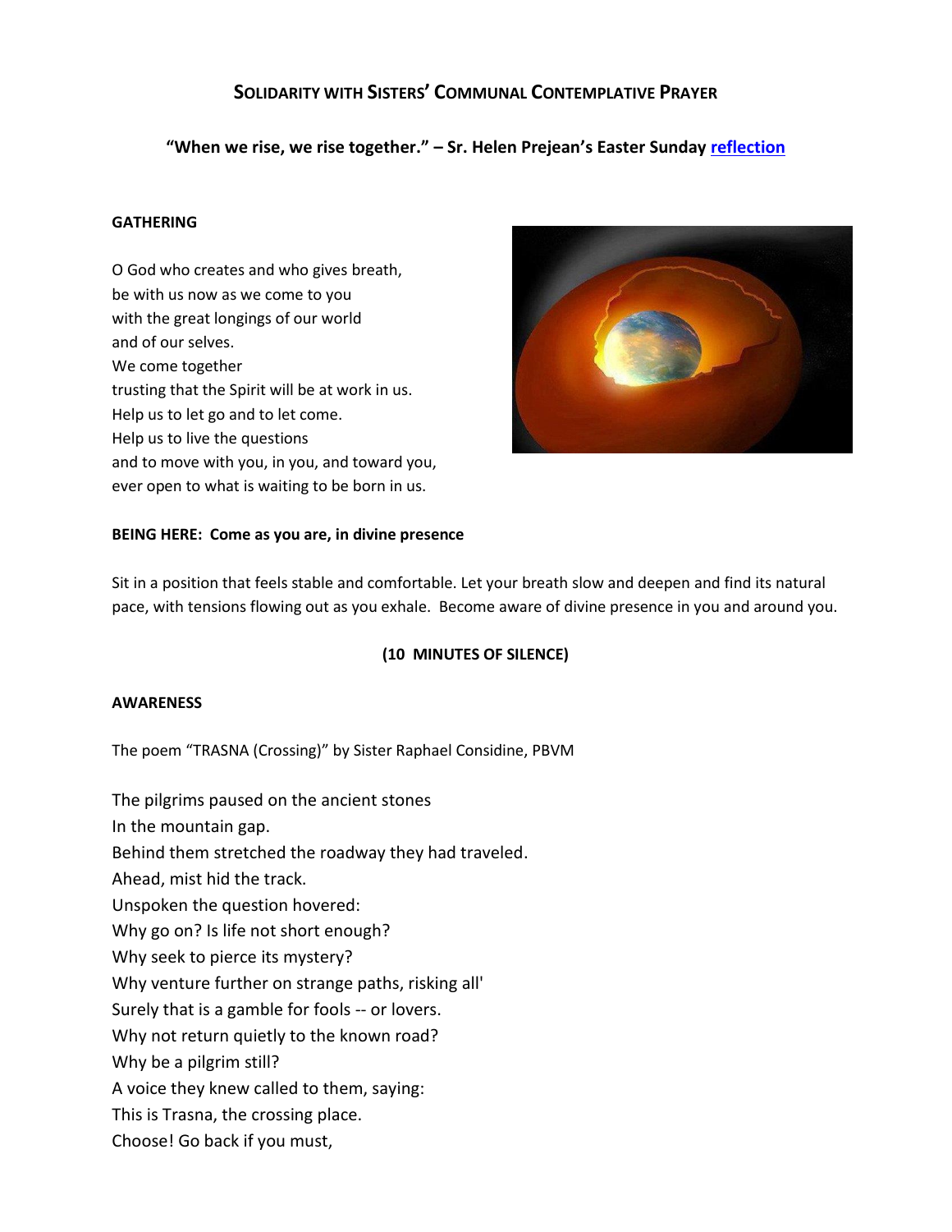# SOLIDARITY WITH SISTERS' COMMUNAL CONTEMPLATIVE PRAYER

**"When we rise, we rise together." – Sr. Helen Prejean's Easter Sunday reflection**

**GATHERING**

O God who creates and who gives breath,
be with us now as we come to you
with the great longings of our world
and of our selves.
We come together
trusting that the Spirit will be at work in us.
Help us to let go and to let come.
Help us to live the questions
and to move with you, in you, and toward you,
ever open to what is waiting to be born in us.

**BEING HERE: Come as you are, in divine presence**

Sit in a position that feels stable and comfortable. Let your breath slow and deepen and find its natural pace, with tensions flowing out as you exhale. Become aware of divine presence in you and around you.

**(10 MINUTES OF SILENCE)**

**AWARENESS**

The poem "TRASNA (Crossing)" by Sister Raphael Considine, PBVM

The pilgrims paused on the ancient stones
In the mountain gap.
Behind them stretched the roadway they had traveled.
Ahead, mist hid the track.
Unspoken the question hovered:
Why go on? Is life not short enough?
Why seek to pierce its mystery?
Why venture further on strange paths, risking all'
Surely that is a gamble for fools -- or lovers.
Why not return quietly to the known road?
Why be a pilgrim still?
A voice they knew called to them, saying:
This is Trasna, the crossing place.
Choose! Go back if you must,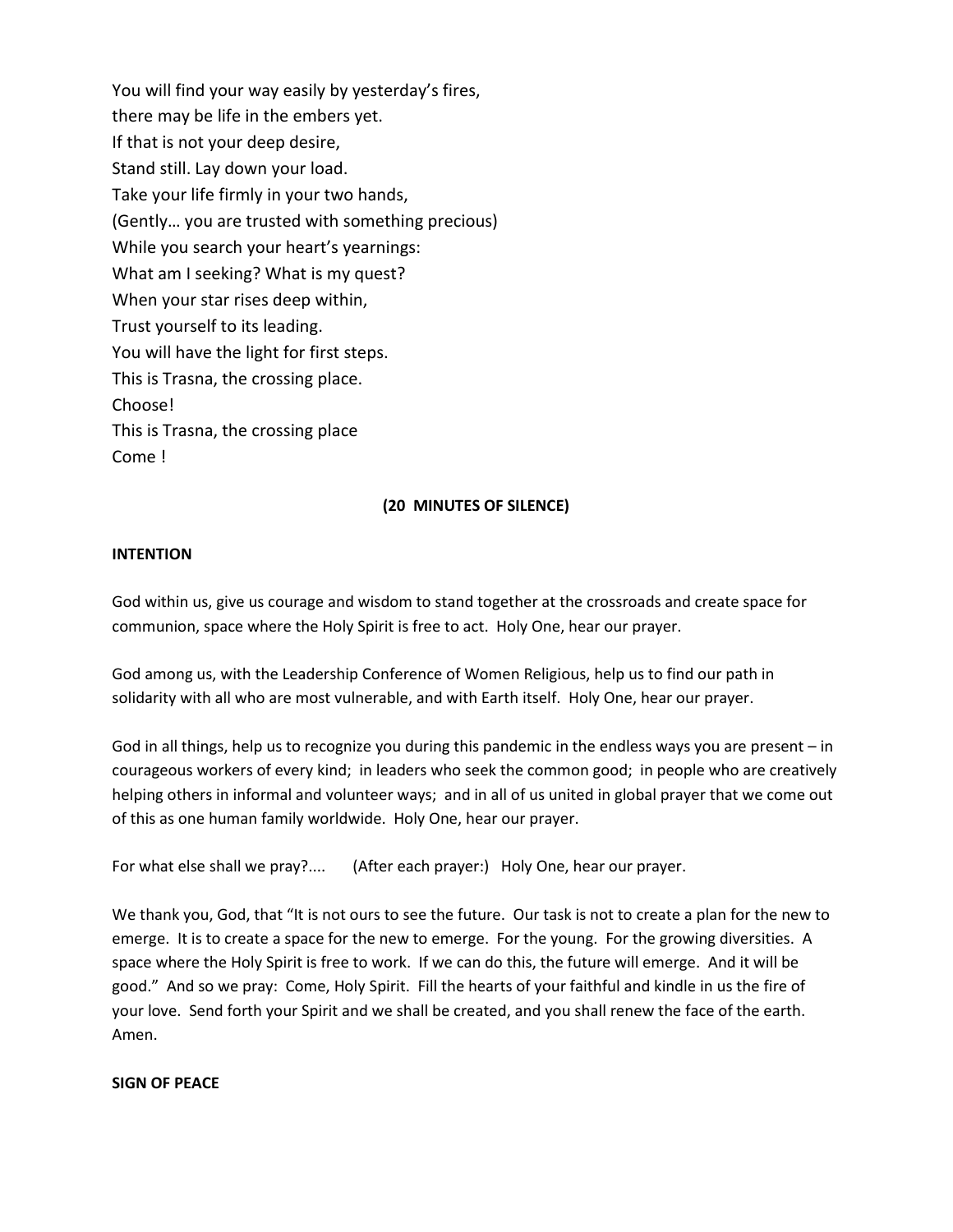You will find your way easily by yesterday's fires,  
there may be life in the embers yet.  
If that is not your deep desire,  
Stand still. Lay down your load.  
Take your life firmly in your two hands,  
(Gently… you are trusted with something precious)  
While you search your heart's yearnings:  
What am I seeking? What is my quest?  
When your star rises deep within,  
Trust yourself to its leading.  
You will have the light for first steps.  
This is Trasna, the crossing place.  
Choose!  
This is Trasna, the crossing place  
Come !

**(20 MINUTES OF SILENCE)**

**INTENTION**

God within us, give us courage and wisdom to stand together at the crossroads and create space for communion, space where the Holy Spirit is free to act. Holy One, hear our prayer.

God among us, with the Leadership Conference of Women Religious, help us to find our path in solidarity with all who are most vulnerable, and with Earth itself. Holy One, hear our prayer.

God in all things, help us to recognize you during this pandemic in the endless ways you are present – in courageous workers of every kind; in leaders who seek the common good; in people who are creatively helping others in informal and volunteer ways; and in all of us united in global prayer that we come out of this as one human family worldwide. Holy One, hear our prayer.

For what else shall we pray?.... (After each prayer:) Holy One, hear our prayer.

We thank you, God, that "It is not ours to see the future. Our task is not to create a plan for the new to emerge. It is to create a space for the new to emerge. For the young. For the growing diversities. A space where the Holy Spirit is free to work. If we can do this, the future will emerge. And it will be good." And so we pray: Come, Holy Spirit. Fill the hearts of your faithful and kindle in us the fire of your love. Send forth your Spirit and we shall be created, and you shall renew the face of the earth. Amen.

**SIGN OF PEACE**